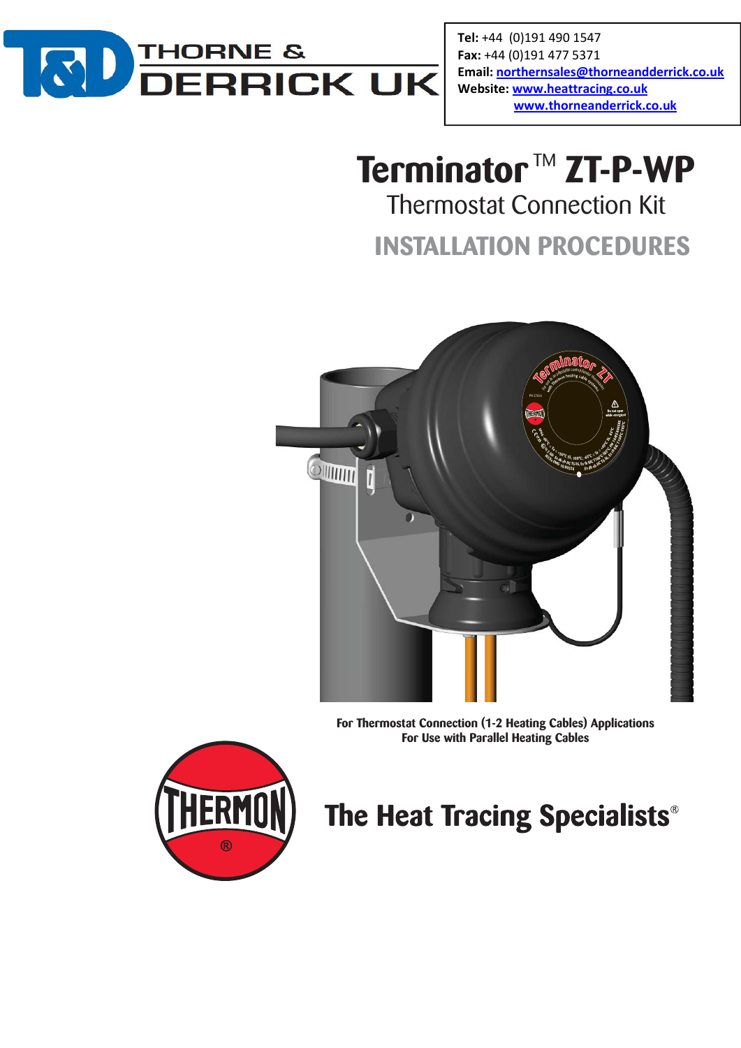THORNE & DERRICK UK

**Tel:** +44 (0)191 490 1547
**Fax:** +44 (0)191 477 5371
**Email:** northernsales@thorneandderrick.co.uk
**Website:** www.heattracing.co.uk
www.thorneandderrick.co.uk

# Terminator™ ZT-P-WP

## Thermostat Connection Kit

## INSTALLATION PROCEDURES

**For Thermostat Connection (1-2 Heating Cables) Applications**
**For Use with Parallel Heating Cables**

THERMON®

**The Heat Tracing Specialists®**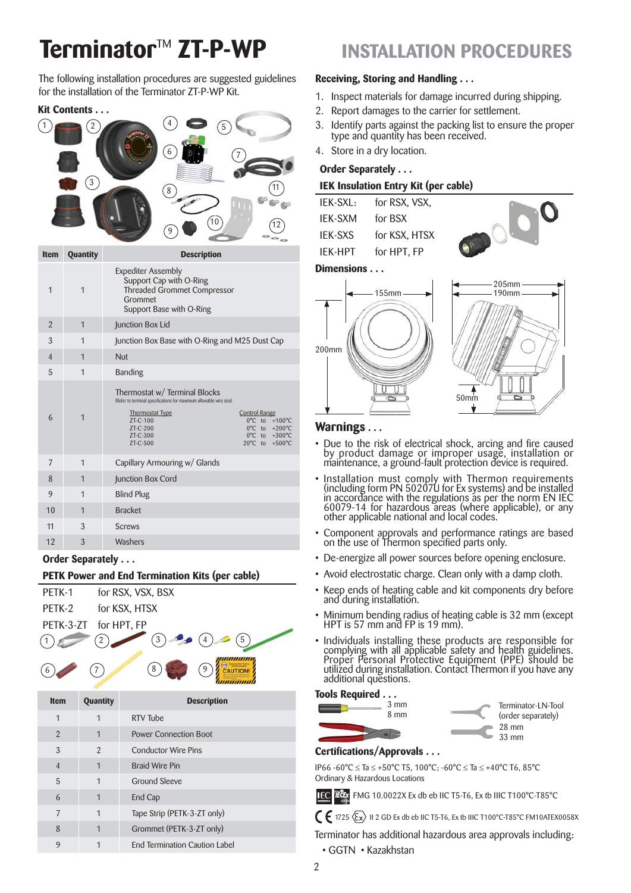# Terminator™ ZT-P-WP

# INSTALLATION PROCEDURES

The following installation procedures are suggested guidelines for the installation of the Terminator ZT-P-WP Kit.

**Kit Contents . . .**

| Item | Quantity | Description |
|---|---|---|
| 1 | 1 | Expediter Assembly<br>Support Cap with O-Ring<br>Threaded Grommet Compressor<br>Grommet<br>Support Base with O-Ring |
| 2 | 1 | Junction Box Lid |
| 3 | 1 | Junction Box Base with O-Ring and M25 Dust Cap |
| 4 | 1 | Nut |
| 5 | 1 | Banding |
| 6 | 1 | Thermostat w/ Terminal Blocks<br>(Refer to terminal specifications for maximum allowable wire size)<br>Thermostat Type / Control Range<br>ZT-C-100: 0°C to +100°C<br>ZT-C-200: 0°C to +200°C<br>ZT-C-300: 0°C to +300°C<br>ZT-C-500: 20°C to +500°C |
| 7 | 1 | Capillary Armouring w/ Glands |
| 8 | 1 | Junction Box Cord |
| 9 | 1 | Blind Plug |
| 10 | 1 | Bracket |
| 11 | 3 | Screws |
| 12 | 3 | Washers |

**Order Separately . . .**

**PETK Power and End Termination Kits (per cable)**

PETK-1 for RSX, VSX, BSX
PETK-2 for KSX, HTSX
PETK-3-ZT for HPT, FP

| Item | Quantity | Description |
|---|---|---|
| 1 | 1 | RTV Tube |
| 2 | 1 | Power Connection Boot |
| 3 | 2 | Conductor Wire Pins |
| 4 | 1 | Braid Wire Pin |
| 5 | 1 | Ground Sleeve |
| 6 | 1 | End Cap |
| 7 | 1 | Tape Strip (PETK-3-ZT only) |
| 8 | 1 | Grommet (PETK-3-ZT only) |
| 9 | 1 | End Termination Caution Label |

**Receiving, Storing and Handling . . .**

1. Inspect materials for damage incurred during shipping.
2. Report damages to the carrier for settlement.
3. Identify parts against the packing list to ensure the proper type and quantity has been received.
4. Store in a dry location.

**Order Separately . . .**

**IEK Insulation Entry Kit (per cable)**

IEK-SXL: for RSX, VSX,
IEK-SXM for BSX
IEK-SXS for KSX, HTSX
IEK-HPT for HPT, FP

**Dimensions . . .**

155mm; 200mm; 205mm; 190mm; 50mm

## Warnings . . .

- Due to the risk of electrical shock, arcing and fire caused by product damage or improper usage, installation or maintenance, a ground-fault protection device is required.
- Installation must comply with Thermon requirements (including form PN 50207U for Ex systems) and be installed in accordance with the regulations as per the norm EN IEC 60079-14 for hazardous areas (where applicable), or any other applicable national and local codes.
- Component approvals and performance ratings are based on the use of Thermon specified parts only.
- De-energize all power sources before opening enclosure.
- Avoid electrostatic charge. Clean only with a damp cloth.
- Keep ends of heating cable and kit components dry before and during installation.
- Minimum bending radius of heating cable is 32 mm (except HPT is 57 mm and FP is 19 mm).
- Individuals installing these products are responsible for complying with all applicable safety and health guidelines. Proper Personal Protective Equipment (PPE) should be utilized during installation. Contact Thermon if you have any additional questions.

**Tools Required . . .**

3 mm
8 mm

Terminator-LN-Tool (order separately)
28 mm
33 mm

**Certifications/Approvals . . .**

IP66 -60°C ≤ Ta ≤ +50°C T5, 100°C; -60°C ≤ Ta ≤ +40°C T6, 85°C
Ordinary & Hazardous Locations

IECEx FMG 10.0022X Ex db eb IIC T5-T6, Ex tb IIIC T100°C-T85°C

CE 1725 Ex II 2 GD Ex db eb IIC T5-T6, Ex tb IIIC T100°C-T85°C FM10ATEX0058X

Terminator has additional hazardous area approvals including:

- GGTN • Kazakhstan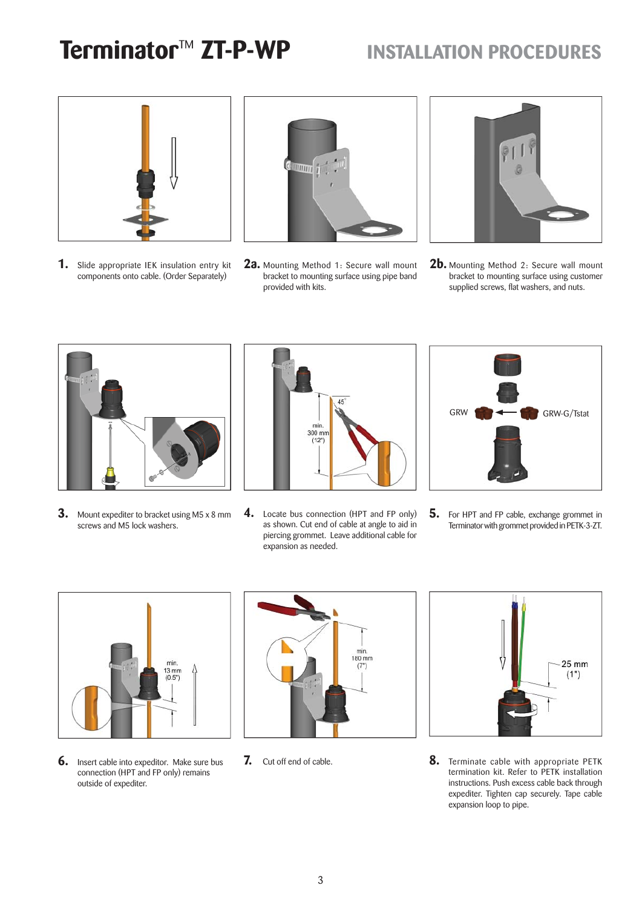# Terminator™ ZT-P-WP

## INSTALLATION PROCEDURES

**1.** Slide appropriate IEK insulation entry kit components onto cable. (Order Separately)

**2a.** Mounting Method 1: Secure wall mount bracket to mounting surface using pipe band provided with kits.

**2b.** Mounting Method 2: Secure wall mount bracket to mounting surface using customer supplied screws, flat washers, and nuts.

**3.** Mount expediter to bracket using M5 x 8 mm screws and M5 lock washers.

**4.** Locate bus connection (HPT and FP only) as shown. Cut end of cable at angle to aid in piercing grommet. Leave additional cable for expansion as needed.

45°

min. 300 mm (12")

**5.** For HPT and FP cable, exchange grommet in Terminator with grommet provided in PETK-3-ZT.

GRW

GRW-G/Tstat

**6.** Insert cable into expeditor. Make sure bus connection (HPT and FP only) remains outside of expediter.

min. 13 mm (0.5")

**7.** Cut off end of cable.

min. 180 mm (7")

**8.** Terminate cable with appropriate PETK termination kit. Refer to PETK installation instructions. Push excess cable back through expediter. Tighten cap securely. Tape cable expansion loop to pipe.

25 mm (1")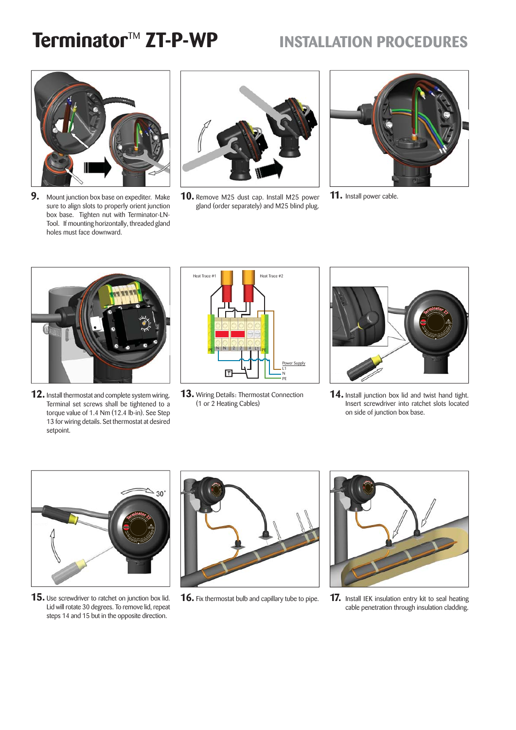# Terminator™ ZT-P-WP

## INSTALLATION PROCEDURES

**9.** Mount junction box base on expediter. Make sure to align slots to properly orient junction box base. Tighten nut with Terminator-LN-Tool. If mounting horizontally, threaded gland holes must face downward.

**10.** Remove M25 dust cap. Install M25 power gland (order separately) and M25 blind plug.

**11.** Install power cable.

**12.** Install thermostat and complete system wiring. Terminal set screws shall be tightened to a torque value of 1.4 Nm (12.4 lb-in). See Step 13 for wiring details. Set thermostat at desired setpoint.

**13.** Wiring Details: Thermostat Connection (1 or 2 Heating Cables)

**14.** Install junction box lid and twist hand tight. Insert screwdriver into ratchet slots located on side of junction box base.

**15.** Use screwdriver to ratchet on junction box lid. Lid will rotate 30 degrees. To remove lid, repeat steps 14 and 15 but in the opposite direction.

**16.** Fix thermostat bulb and capillary tube to pipe.

**17.** Install IEK insulation entry kit to seal heating cable penetration through insulation cladding.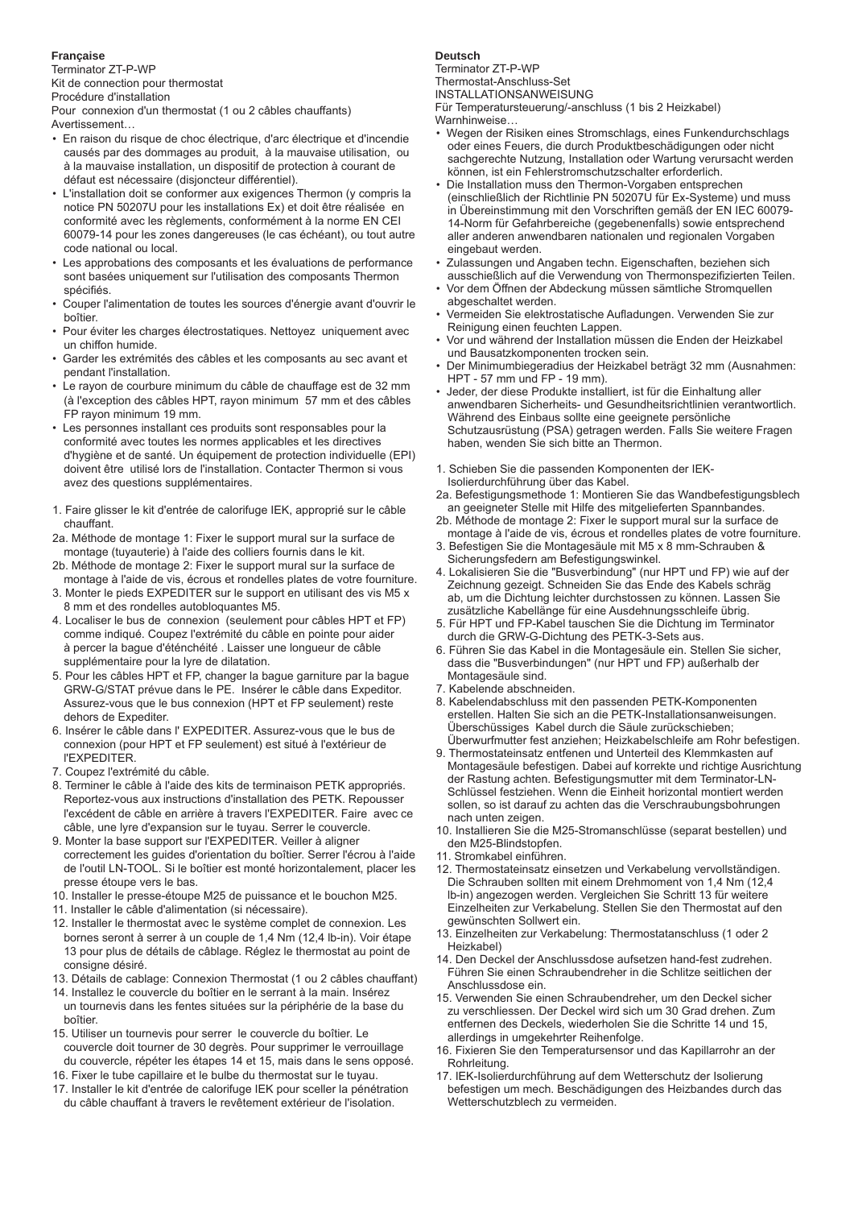**Française**

Terminator ZT-P-WP

Kit de connection pour thermostat

Procédure d'installation

Pour connexion d'un thermostat (1 ou 2 câbles chauffants)

Avertissement…

- En raison du risque de choc électrique, d'arc électrique et d'incendie causés par des dommages au produit, à la mauvaise utilisation, ou à la mauvaise installation, un dispositif de protection à courant de défaut est nécessaire (disjoncteur différentiel).
- L'installation doit se conformer aux exigences Thermon (y compris la notice PN 50207U pour les installations Ex) et doit être réalisée en conformité avec les règlements, conformément à la norme EN CEI 60079-14 pour les zones dangereuses (le cas échéant), ou tout autre code national ou local.
- Les approbations des composants et les évaluations de performance sont basées uniquement sur l'utilisation des composants Thermon spécifiés.
- Couper l'alimentation de toutes les sources d'énergie avant d'ouvrir le boîtier.
- Pour éviter les charges électrostatiques. Nettoyez uniquement avec un chiffon humide.
- Garder les extrémités des câbles et les composants au sec avant et pendant l'installation.
- Le rayon de courbure minimum du câble de chauffage est de 32 mm (à l'exception des câbles HPT, rayon minimum 57 mm et des câbles FP rayon minimum 19 mm.
- Les personnes installant ces produits sont responsables pour la conformité avec toutes les normes applicables et les directives d'hygiène et de santé. Un équipement de protection individuelle (EPI) doivent être utilisé lors de l'installation. Contacter Thermon si vous avez des questions supplémentaires.

1. Faire glisser le kit d'entrée de calorifuge IEK, approprié sur le câble chauffant.
2a. Méthode de montage 1: Fixer le support mural sur la surface de montage (tuyauterie) à l'aide des colliers fournis dans le kit.
2b. Méthode de montage 2: Fixer le support mural sur la surface de montage à l'aide de vis, écrous et rondelles plates de votre fourniture.
3. Monter le pieds EXPEDITER sur le support en utilisant des vis M5 x 8 mm et des rondelles autobloquantes M5.
4. Localiser le bus de connexion (seulement pour câbles HPT et FP) comme indiqué. Coupez l'extrémité du câble en pointe pour aider à percer la bague d'éténchéité . Laisser une longueur de câble supplémentaire pour la lyre de dilatation.
5. Pour les câbles HPT et FP, changer la bague garniture par la bague GRW-G/STAT prévue dans le PE. Insérer le câble dans Expeditor. Assurez-vous que le bus connexion (HPT et FP seulement) reste dehors de Expediter.
6. Insérer le câble dans l' EXPEDITER. Assurez-vous que le bus de connexion (pour HPT et FP seulement) est situé à l'extérieur de l'EXPEDITER.
7. Coupez l'extrémité du câble.
8. Terminer le câble à l'aide des kits de terminaison PETK appropriés. Reportez-vous aux instructions d'installation des PETK. Repousser l'excédent de câble en arrière à travers l'EXPEDITER. Faire avec ce câble, une lyre d'expansion sur le tuyau. Serrer le couvercle.
9. Monter la base support sur l'EXPEDITER. Veiller à aligner correctement les guides d'orientation du boîtier. Serrer l'écrou à l'aide de l'outil LN-TOOL. Si le boîtier est monté horizontalement, placer les presse étoupe vers le bas.
10. Installer le presse-étoupe M25 de puissance et le bouchon M25.
11. Installer le câble d'alimentation (si nécessaire).
12. Installer le thermostat avec le système complet de connexion. Les bornes seront à serrer à un couple de 1,4 Nm (12,4 lb-in). Voir étape 13 pour plus de détails de câblage. Réglez le thermostat au point de consigne désiré.
13. Détails de cablage: Connexion Thermostat (1 ou 2 câbles chauffant)
14. Installez le couvercle du boîtier en le serrant à la main. Insérez un tournevis dans les fentes situées sur la périphérie de la base du boîtier.
15. Utiliser un tournevis pour serrer le couvercle du boîtier. Le couvercle doit tourner de 30 degrès. Pour supprimer le verrouillage du couvercle, répéter les étapes 14 et 15, mais dans le sens opposé.
16. Fixer le tube capillaire et le bulbe du thermostat sur le tuyau.
17. Installer le kit d'entrée de calorifuge IEK pour sceller la pénétration du câble chauffant à travers le revêtement extérieur de l'isolation.

**Deutsch**

Terminator ZT-P-WP

Thermostat-Anschluss-Set

INSTALLATIONSANWEISUNG

Für Temperatursteuerung/-anschluss (1 bis 2 Heizkabel)

Warnhinweise…

- Wegen der Risiken eines Stromschlags, eines Funkendurchschlags oder eines Feuers, die durch Produktbeschädigungen oder nicht sachgerechte Nutzung, Installation oder Wartung verursacht werden können, ist ein Fehlerstromschutzschalter erforderlich.
- Die Installation muss den Thermon-Vorgaben entsprechen (einschließlich der Richtlinie PN 50207U für Ex-Systeme) und muss in Übereinstimmung mit den Vorschriften gemäß der EN IEC 60079-14-Norm für Gefahrbereiche (gegebenenfalls) sowie entsprechend aller anderen anwendbaren nationalen und regionalen Vorgaben eingebaut werden.
- Zulassungen und Angaben techn. Eigenschaften, beziehen sich ausschießlich auf die Verwendung von Thermonspezifizierten Teilen.
- Vor dem Öffnen der Abdeckung müssen sämtliche Stromquellen abgeschaltet werden.
- Vermeiden Sie elektrostatische Aufladungen. Verwenden Sie zur Reinigung einen feuchten Lappen.
- Vor und während der Installation müssen die Enden der Heizkabel und Bausatzkomponenten trocken sein.
- Der Minimumbiegeradius der Heizkabel beträgt 32 mm (Ausnahmen: HPT - 57 mm und FP - 19 mm).
- Jeder, der diese Produkte installiert, ist für die Einhaltung aller anwendbaren Sicherheits- und Gesundheitsrichtlinien verantwortlich. Während des Einbaus sollte eine geeignete persönliche Schutzausrüstung (PSA) getragen werden. Falls Sie weitere Fragen haben, wenden Sie sich bitte an Thermon.

1. Schieben Sie die passenden Komponenten der IEK-Isolierdurchführung über das Kabel.
2a. Befestigungsmethode 1: Montieren Sie das Wandbefestigungsblech an geeigneter Stelle mit Hilfe des mitgelieferten Spannbandes.
2b. Méthode de montage 2: Fixer le support mural sur la surface de montage à l'aide de vis, écrous et rondelles plates de votre fourniture.
3. Befestigen Sie die Montagesäule mit M5 x 8 mm-Schrauben & Sicherungsfedern am Befestigungswinkel.
4. Lokalisieren Sie die "Busverbindung" (nur HPT und FP) wie auf der Zeichnung gezeigt. Schneiden Sie das Ende des Kabels schräg ab, um die Dichtung leichter durchstossen zu können. Lassen Sie zusätzliche Kabellänge für eine Ausdehnungsschleife übrig.
5. Für HPT und FP-Kabel tauschen Sie die Dichtung im Terminator durch die GRW-G-Dichtung des PETK-3-Sets aus.
6. Führen Sie das Kabel in die Montagesäule ein. Stellen Sie sicher, dass die "Busverbindungen" (nur HPT und FP) außerhalb der Montagesäule sind.
7. Kabelende abschneiden.
8. Kabelendabschluss mit den passenden PETK-Komponenten erstellen. Halten Sie sich an die PETK-Installationsanweisungen. Überschüssiges Kabel durch die Säule zurückschieben; Überwurfmutter fest anziehen; Heizkabelschleife am Rohr befestigen.
9. Thermostateinsatz entfenen und Unterteil des Klemmkasten auf Montagesäule befestigen. Dabei auf korrekte und richtige Ausrichtung der Rastung achten. Befestigungsmutter mit dem Terminator-LN-Schlüssel festziehen. Wenn die Einheit horizontal montiert werden sollen, so ist darauf zu achten das die Verschraubungsbohrungen nach unten zeigen.
10. Installieren Sie die M25-Stromanschlüsse (separat bestellen) und den M25-Blindstopfen.
11. Stromkabel einführen.
12. Thermostateinsatz einsetzen und Verkabelung vervollständigen. Die Schrauben sollten mit einem Drehmoment von 1,4 Nm (12,4 lb-in) angezogen werden. Vergleichen Sie Schritt 13 für weitere Einzelheiten zur Verkabelung. Stellen Sie den Thermostat auf den gewünschten Sollwert ein.
13. Einzelheiten zur Verkabelung: Thermostatanschluss (1 oder 2 Heizkabel)
14. Den Deckel der Anschlussdose aufsetzen hand-fest zudrehen. Führen Sie einen Schraubendreher in die Schlitze seitlichen der Anschlussdose ein.
15. Verwenden Sie einen Schraubendreher, um den Deckel sicher zu verschliessen. Der Deckel wird sich um 30 Grad drehen. Zum entfernen des Deckels, wiederholen Sie die Schritte 14 und 15, allerdings in umgekehrter Reihenfolge.
16. Fixieren Sie den Temperatursensor und das Kapillarrohr an der Rohrleitung.
17. IEK-Isolierdurchführung auf dem Wetterschutz der Isolierung befestigen um mech. Beschädigungen des Heizbandes durch das Wetterschutzblech zu vermeiden.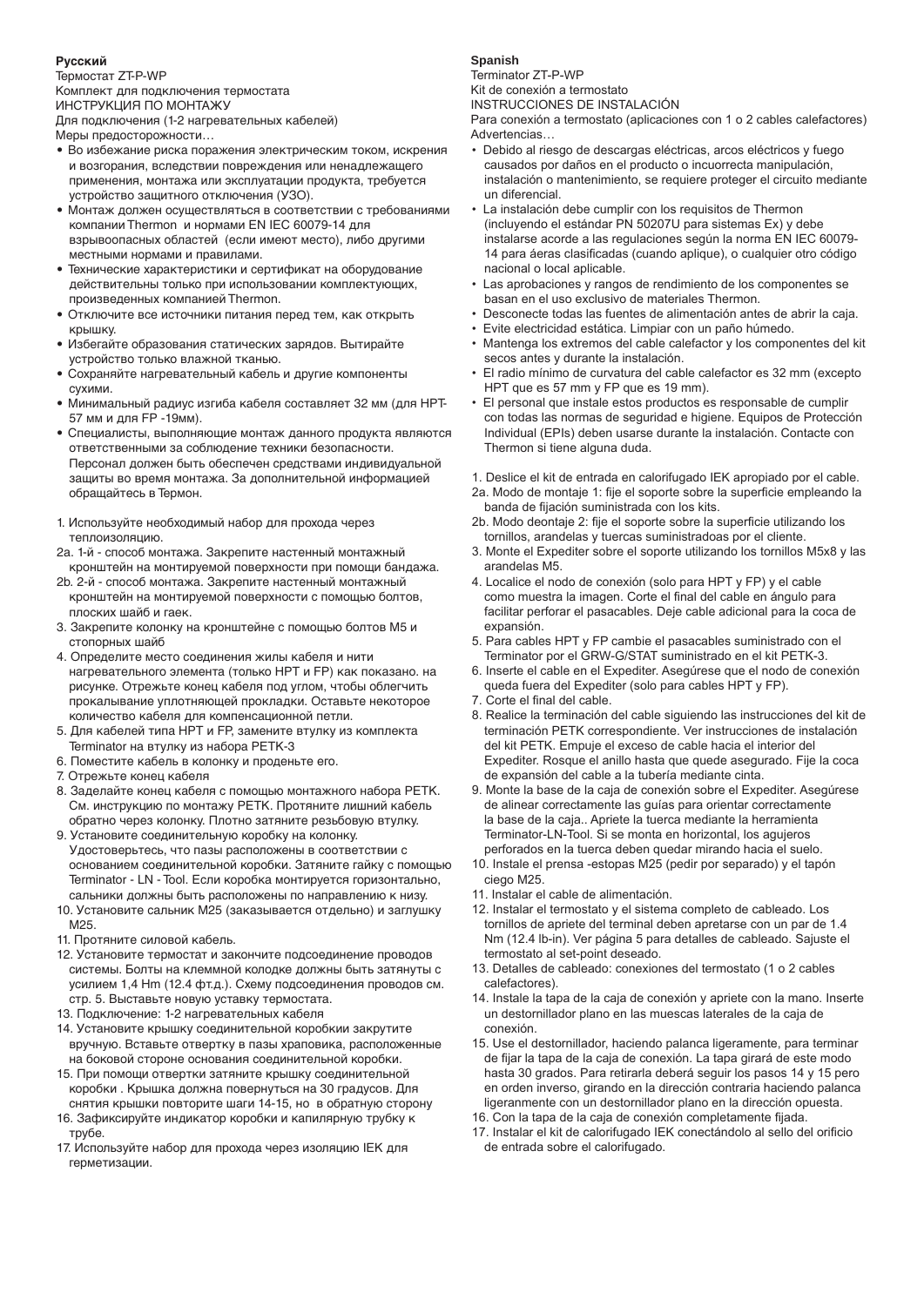**Русский**

Термостат ZT-P-WP

Комплект для подключения термостата

ИНСТРУКЦИЯ ПО МОНТАЖУ

Для подключения (1-2 нагревательных кабелей)

Меры предосторожности…

- Во избежание риска поражения электрическим током, искрения и возгорания, вследствии повреждения или ненадлежащего применения, монтажа или эксплуатации продукта, требуется устройство защитного отключения (УЗО).
- Монтаж должен осуществляться в соответствии с требованиями компании Thermon и нормами EN IEC 60079-14 для взрывоопасных областей (если имеют место), либо другими местными нормами и правилами.
- Технические характеристики и сертификат на оборудование действительны только при использовании комплектующих, произведенных компанией Thermon.
- Отключите все источники питания перед тем, как открыть крышку.
- Избегайте образования статических зарядов. Вытирайте устройство только влажной тканью.
- Сохраняйте нагревательный кабель и другие компоненты сухими.
- Минимальный радиус изгиба кабеля составляет 32 мм (для HPT-57 мм и для FP -19мм).
- Специалисты, выполняющие монтаж данного продукта являются ответственными за соблюдение техники безопасности. Персонал должен быть обеспечен средствами индивидуальной защиты во время монтажа. За дополнительной информацией обращайтесь в Термон.

1. Используйте необходимый набор для прохода через теплоизоляцию.
2a. 1-й - способ монтажа. Закрепите настенный монтажный кронштейн на монтируемой поверхности при помощи бандажа.
2b. 2-й - способ монтажа. Закрепите настенный монтажный кронштейн на монтируемой поверхности с помощью болтов, плоских шайб и гаек.
3. Закрепите колонку на кронштейне с помощью болтов M5 и стопорных шайб
4. Определите место соединения жилы кабеля и нити нагревательного элемента (только HPT и FP) как показано. на рисунке. Отрежьте конец кабеля под углом, чтобы облегчить прокалывание уплотняющей прокладки. Оставьте некоторое количество кабеля для компенсационной петли.
5. Для кабелей типа HPT и FP, замените втулку из комплекта Terminator на втулку из набора PETK-3
6. Поместите кабель в колонку и проденьте его.
7. Отрежьте конец кабеля
8. Заделайте конец кабеля с помощью монтажного набора PETK. См. инструкцию по монтажу PETK. Протяните лишний кабель обратно через колонку. Плотно затяните резьбовую втулку.
9. Установите соединительную коробку на колонку. Удостоверьтесь, что пазы расположены в соответствии с основанием соединительной коробки. Затяните гайку с помощью Terminator - LN - Tool. Если коробка монтируется горизонтально, сальники должны быть расположены по направлению к низу.
10. Установите сальник M25 (заказывается отдельно) и заглушку M25.
11. Протяните силовой кабель.
12. Установите термостат и закончите подсоединение проводов системы. Болты на клеммной колодке должны быть затянуты с усилием 1,4 Hm (12.4 фт.д.). Схему подсоединения проводов см. стр. 5. Выставьте новую уставку термостата.
13. Подключение: 1-2 нагревательных кабеля
14. Установите крышку соединительной коробки закрутите вручную. Вставьте отвертку в пазы храповика, расположенные на боковой стороне основания соединительной коробки.
15. При помощи отвертки затяните крышку соединительной коробки . Крышка должна повернуться на 30 градусов. Для снятия крышки повторите шаги 14-15, но в обратную сторону
16. Зафиксируйте индикатор коробки и капилярную трубку к трубе.
17. Используйте набор для прохода через изоляцию IEK для герметизации.

**Spanish**

Terminator ZT-P-WP

Kit de conexión a termostato

INSTRUCCIONES DE INSTALACIÓN

Para conexión a termostato (aplicaciones con 1 o 2 cables calefactores)

Advertencias…

- Debido al riesgo de descargas eléctricas, arcos eléctricos y fuego causados por daños en el producto o incuorrecta manipulación, instalación o mantenimiento, se requiere proteger el circuito mediante un diferencial.
- La instalación debe cumplir con los requisitos de Thermon (incluyendo el estándar PN 50207U para sistemas Ex) y debe instalarse acorde a las regulaciones según la norma EN IEC 60079-14 para áeras clasificadas (cuando aplique), o cualquier otro código nacional o local aplicable.
- Las aprobaciones y rangos de rendimiento de los componentes se basan en el uso exclusivo de materiales Thermon.
- Desconecte todas las fuentes de alimentación antes de abrir la caja.
- Evite electricidad estática. Limpiar con un paño húmedo.
- Mantenga los extremos del cable calefactor y los componentes del kit secos antes y durante la instalación.
- El radio mínimo de curvatura del cable calefactor es 32 mm (excepto HPT que es 57 mm y FP que es 19 mm).
- El personal que instale estos productos es responsable de cumplir con todas las normas de seguridad e higiene. Equipos de Protección Individual (EPIs) deben usarse durante la instalación. Contacte con Thermon si tiene alguna duda.

1. Deslice el kit de entrada en calorifugado IEK apropiado por el cable.
2a. Modo de montaje 1: fije el soporte sobre la superficie empleando la banda de fijación suministrada con los kits.
2b. Modo deontaje 2: fije el soporte sobre la superficie utilizando los tornillos, arandelas y tuercas suministradoas por el cliente.
3. Monte el Expediter sobre el soporte utilizando los tornillos M5x8 y las arandelas M5.
4. Localice el nodo de conexión (solo para HPT y FP) y el cable como muestra la imagen. Corte el final del cable en ángulo para facilitar perforar el pasacables. Deje cable adicional para la coca de expansión.
5. Para cables HPT y FP cambie el pasacables suministrado con el Terminator por el GRW-G/STAT suministrado en el kit PETK-3.
6. Inserte el cable en el Expediter. Asegúrese que el nodo de conexión queda fuera del Expediter (solo para cables HPT y FP).
7. Corte el final del cable.
8. Realice la terminación del cable siguiendo las instrucciones del kit de terminación PETK correspondiente. Ver instrucciones de instalación del kit PETK. Empuje el exceso de cable hacia el interior del Expediter. Rosque el anillo hasta que quede asegurado. Fije la coca de expansión del cable a la tubería mediante cinta.
9. Monte la base de la caja de conexión sobre el Expediter. Asegúrese de alinear correctamente las guías para orientar correctamente la base de la caja.. Apriete la tuerca mediante la herramienta Terminator-LN-Tool. Si se monta en horizontal, los agujeros perforados en la tuerca deben quedar mirando hacia el suelo.
10. Instale el prensa -estopas M25 (pedir por separado) y el tapón ciego M25.
11. Instalar el cable de alimentación.
12. Instalar el termostato y el sistema completo de cableado. Los tornillos de apriete del terminal deben apretarse con un par de 1.4 Nm (12.4 lb-in). Ver página 5 para detalles de cableado. Sajuste el termostato al set-point deseado.
13. Detalles de cableado: conexiones del termostato (1 o 2 cables calefactores).
14. Instale la tapa de la caja de conexión y apriete con la mano. Inserte un destornillador plano en las muescas laterales de la caja de conexión.
15. Use el destornillador, haciendo palanca ligeramente, para terminar de fijar la tapa de la caja de conexión. La tapa girará de este modo hasta 30 grados. Para retirarla deberá seguir los pasos 14 y 15 pero en orden inverso, girando en la dirección contraria haciendo palanca ligeramente con un destornillador plano en la dirección opuesta.
16. Con la tapa de la caja de conexión completamente fijada.
17. Instalar el kit de calorifugado IEK conectándolo al sello del orificio de entrada sobre el calorifugado.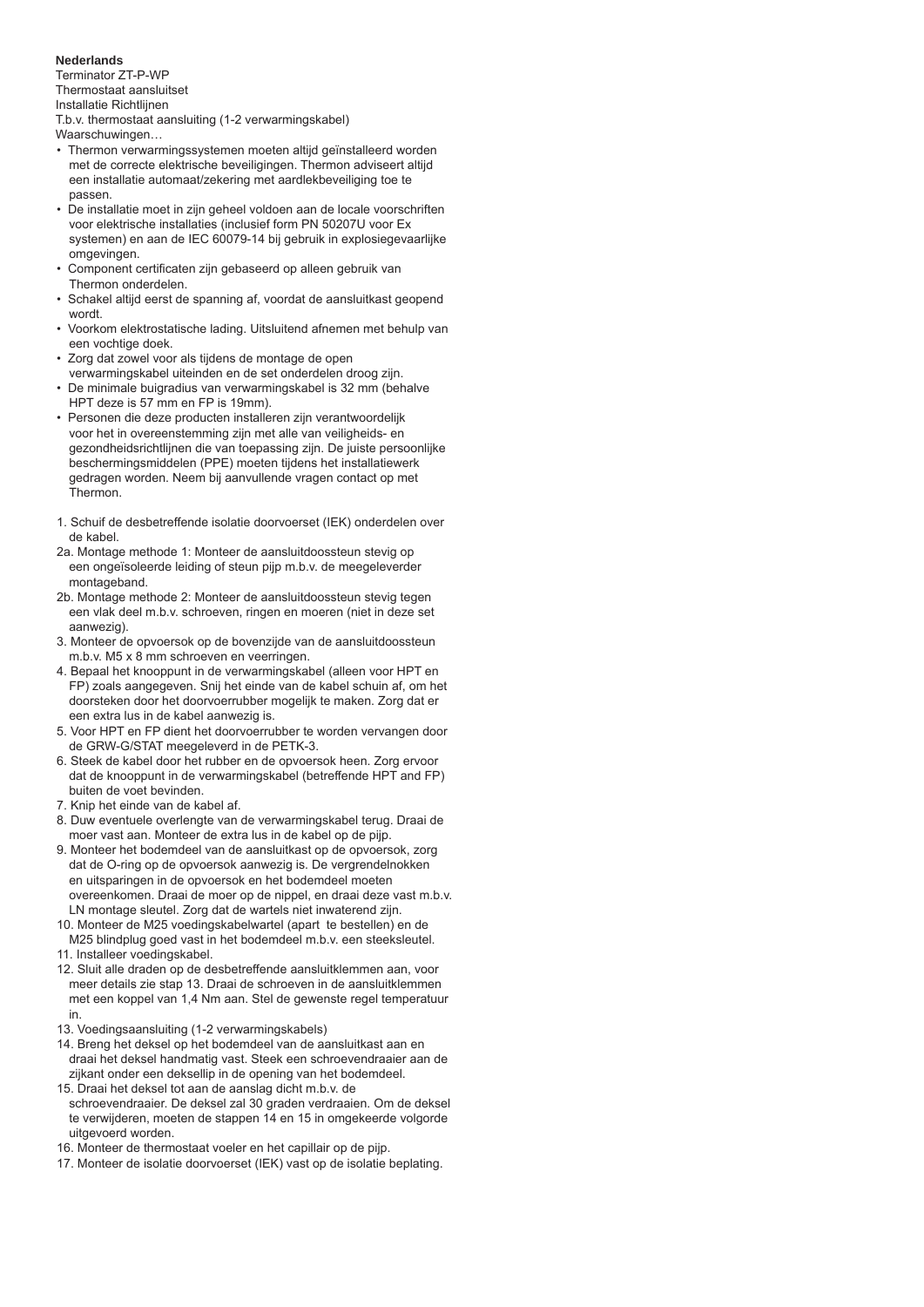**Nederlands**

Terminator ZT-P-WP
Thermostaat aansluitset
Installatie Richtlijnen
T.b.v. thermostaat aansluiting (1-2 verwarmingskabel)
Waarschuwingen…

- Thermon verwarmingssystemen moeten altijd geïnstalleerd worden met de correcte elektrische beveiligingen. Thermon adviseert altijd een installatie automaat/zekering met aardlekbeveiliging toe te passen.
- De installatie moet in zijn geheel voldoen aan de locale voorschriften voor elektrische installaties (inclusief form PN 50207U voor Ex systemen) en aan de IEC 60079-14 bij gebruik in explosiegevaarlijke omgevingen.
- Component certificaten zijn gebaseerd op alleen gebruik van Thermon onderdelen.
- Schakel altijd eerst de spanning af, voordat de aansluitkast geopend wordt.
- Voorkom elektrostatische lading. Uitsluitend afnemen met behulp van een vochtige doek.
- Zorg dat zowel voor als tijdens de montage de open verwarmingskabel uiteinden en de set onderdelen droog zijn.
- De minimale buigradius van verwarmingskabel is 32 mm (behalve HPT deze is 57 mm en FP is 19mm).
- Personen die deze producten installeren zijn verantwoordelijk voor het in overeenstemming zijn met alle van veiligheids- en gezondheidsrichtlijnen die van toepassing zijn. De juiste persoonlijke beschermingsmiddelen (PPE) moeten tijdens het installatiewerk gedragen worden. Neem bij aanvullende vragen contact op met Thermon.

1. Schuif de desbetreffende isolatie doorvoerset (IEK) onderdelen over de kabel.

2a. Montage methode 1: Monteer de aansluitdoossteun stevig op een ongeïsoleerde leiding of steun pijp m.b.v. de meegeleverder montageband.

2b. Montage methode 2: Monteer de aansluitdoossteun stevig tegen een vlak deel m.b.v. schroeven, ringen en moeren (niet in deze set aanwezig).

3. Monteer de opvoersok op de bovenzijde van de aansluitdoossteun m.b.v. M5 x 8 mm schroeven en veerringen.
4. Bepaal het knooppunt in de verwarmingskabel (alleen voor HPT en FP) zoals aangegeven. Snij het einde van de kabel schuin af, om het doorsteken door het doorvoerrubber mogelijk te maken. Zorg dat er een extra lus in de kabel aanwezig is.
5. Voor HPT en FP dient het doorvoerrubber te worden vervangen door de GRW-G/STAT meegeleverd in de PETK-3.
6. Steek de kabel door het rubber en de opvoersok heen. Zorg ervoor dat de knooppunt in de verwarmingskabel (betreffende HPT and FP) buiten de voet bevinden.
7. Knip het einde van de kabel af.
8. Duw eventuele overlengte van de verwarmingskabel terug. Draai de moer vast aan. Monteer de extra lus in de kabel op de pijp.
9. Monteer het bodemdeel van de aansluitkast op de opvoersok, zorg dat de O-ring op de opvoersok aanwezig is. De vergrendelnokken en uitsparingen in de opvoersok en het bodemdeel moeten overeenkomen. Draai de moer op de nippel, en draai deze vast m.b.v. LN montage sleutel. Zorg dat de wartels niet inwaterend zijn.
10. Monteer de M25 voedingskabelwartel (apart te bestellen) en de M25 blindplug goed vast in het bodemdeel m.b.v. een steeksleutel.
11. Installeer voedingskabel.
12. Sluit alle draden op de desbetreffende aansluitklemmen aan, voor meer details zie stap 13. Draai de schroeven in de aansluitklemmen met een koppel van 1,4 Nm aan. Stel de gewenste regel temperatuur in.
13. Voedingsaansluiting (1-2 verwarmingskabels)
14. Breng het deksel op het bodemdeel van de aansluitkast aan en draai het deksel handmatig vast. Steek een schroevendraaier aan de zijkant onder een deksellip in de opening van het bodemdeel.
15. Draai het deksel tot aan de aanslag dicht m.b.v. de schroevendraaier. De deksel zal 30 graden verdraaien. Om de deksel te verwijderen, moeten de stappen 14 en 15 in omgekeerde volgorde uitgevoerd worden.
16. Monteer de thermostaat voeler en het capillair op de pijp.
17. Monteer de isolatie doorvoerset (IEK) vast op de isolatie beplating.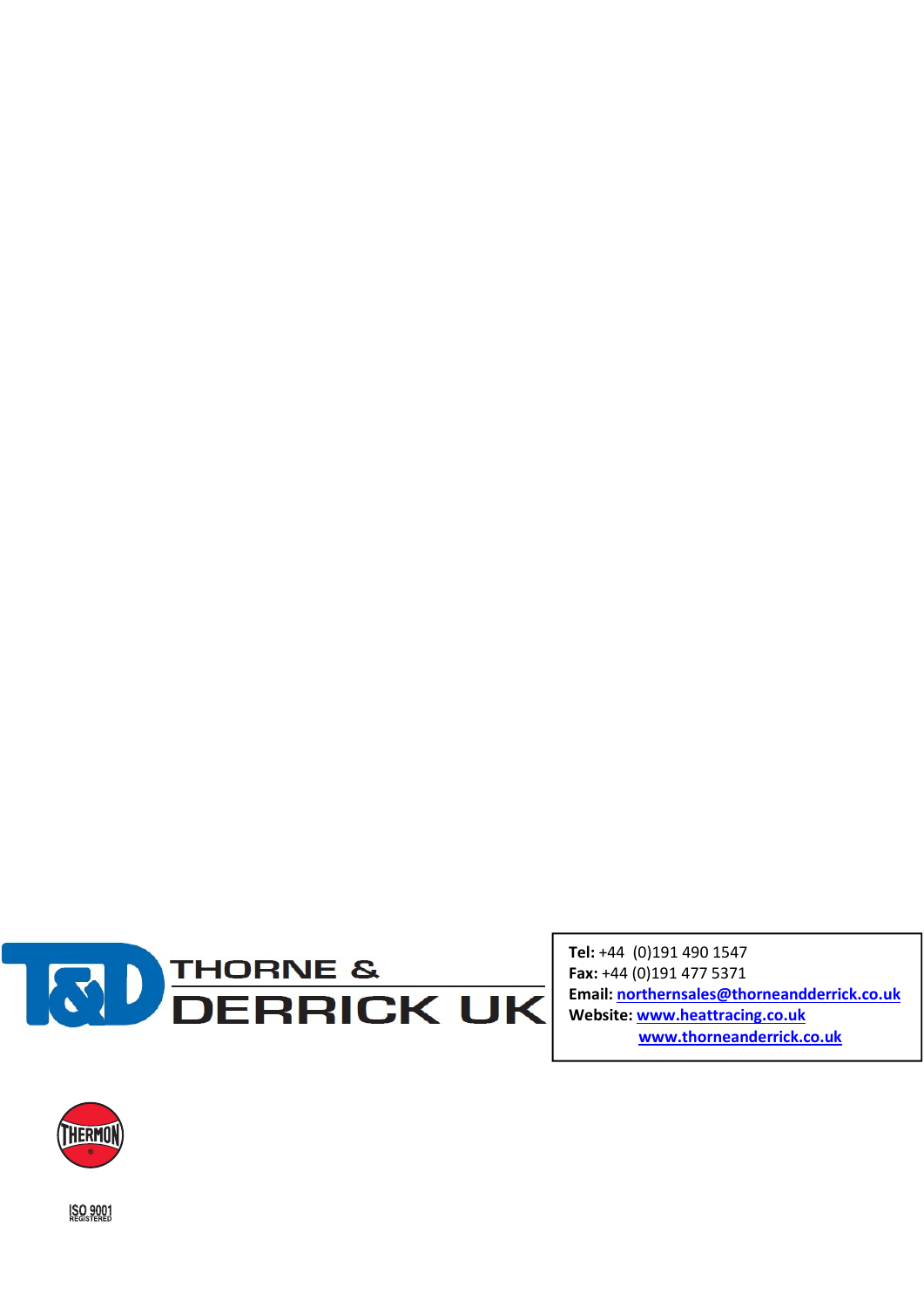THORNE &
DERRICK UK

**Tel:** +44 (0)191 490 1547
**Fax:** +44 (0)191 477 5371
**Email:** northernsales@thorneandderrick.co.uk
**Website:** www.heattracing.co.uk
www.thorneanderrick.co.uk

THERMON

ISO 9001
REGISTERED